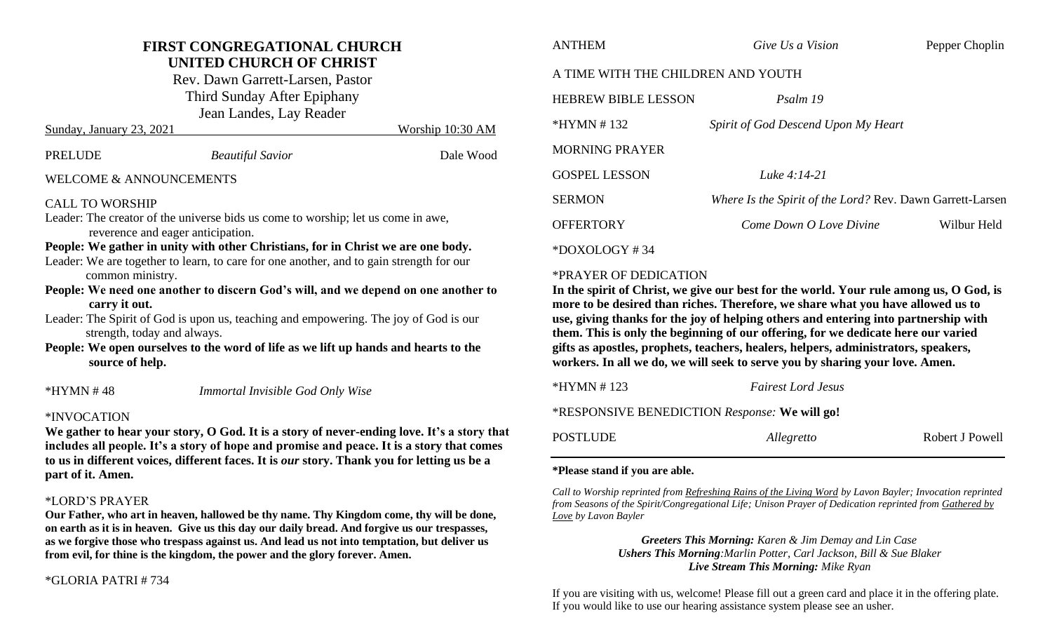# FIRST CONGREGATIONAL CHURCH
## UNITED CHURCH OF CHRIST

Rev. Dawn Garrett-Larsen, Pastor
Third Sunday After Epiphany
Jean Landes, Lay Reader

Sunday, January 23, 2021 — Worship 10:30 AM

PRELUDE — *Beautiful Savior* — Dale Wood

WELCOME & ANNOUNCEMENTS

CALL TO WORSHIP

Leader: The creator of the universe bids us come to worship; let us come in awe, reverence and eager anticipation.

**People: We gather in unity with other Christians, for in Christ we are one body.**

Leader: We are together to learn, to care for one another, and to gain strength for our common ministry.

**People: We need one another to discern God's will, and we depend on one another to carry it out.**

Leader: The Spirit of God is upon us, teaching and empowering. The joy of God is our strength, today and always.

**People: We open ourselves to the word of life as we lift up hands and hearts to the source of help.**

*HYMN # 48 — *Immortal Invisible God Only Wise*

*INVOCATION

**We gather to hear your story, O God. It is a story of never-ending love. It's a story that includes all people. It's a story of hope and promise and peace. It is a story that comes to us in different voices, different faces. It is *our* story. Thank you for letting us be a part of it. Amen.**

*LORD'S PRAYER

**Our Father, who art in heaven, hallowed be thy name. Thy Kingdom come, thy will be done, on earth as it is in heaven. Give us this day our daily bread. And forgive us our trespasses, as we forgive those who trespass against us. And lead us not into temptation, but deliver us from evil, for thine is the kingdom, the power and the glory forever. Amen.**

*GLORIA PATRI # 734

ANTHEM — *Give Us a Vision* — Pepper Choplin

A TIME WITH THE CHILDREN AND YOUTH

HEBREW BIBLE LESSON — *Psalm 19*

*HYMN # 132 — *Spirit of God Descend Upon My Heart*

MORNING PRAYER

GOSPEL LESSON — *Luke 4:14-21*

SERMON — *Where Is the Spirit of the Lord?* Rev. Dawn Garrett-Larsen

OFFERTORY — *Come Down O Love Divine* — Wilbur Held

*DOXOLOGY # 34

*PRAYER OF DEDICATION

**In the spirit of Christ, we give our best for the world. Your rule among us, O God, is more to be desired than riches. Therefore, we share what you have allowed us to use, giving thanks for the joy of helping others and entering into partnership with them. This is only the beginning of our offering, for we dedicate here our varied gifts as apostles, prophets, teachers, healers, helpers, administrators, speakers, workers. In all we do, we will seek to serve you by sharing your love. Amen.**

*HYMN # 123 — *Fairest Lord Jesus*

*RESPONSIVE BENEDICTION *Response:* **We will go!**

POSTLUDE — *Allegretto* — Robert J Powell

---

**\*Please stand if you are able.**

*Call to Worship reprinted from Refreshing Rains of the Living Word by Lavon Bayler; Invocation reprinted from Seasons of the Spirit/Congregational Life; Unison Prayer of Dedication reprinted from Gathered by Love by Lavon Bayler*

***Greeters This Morning:** Karen & Jim Demay and Lin Case*
***Ushers This Morning**: Marlin Potter, Carl Jackson, Bill & Sue Blaker*
***Live Stream This Morning:** Mike Ryan*

If you are visiting with us, welcome! Please fill out a green card and place it in the offering plate. If you would like to use our hearing assistance system please see an usher.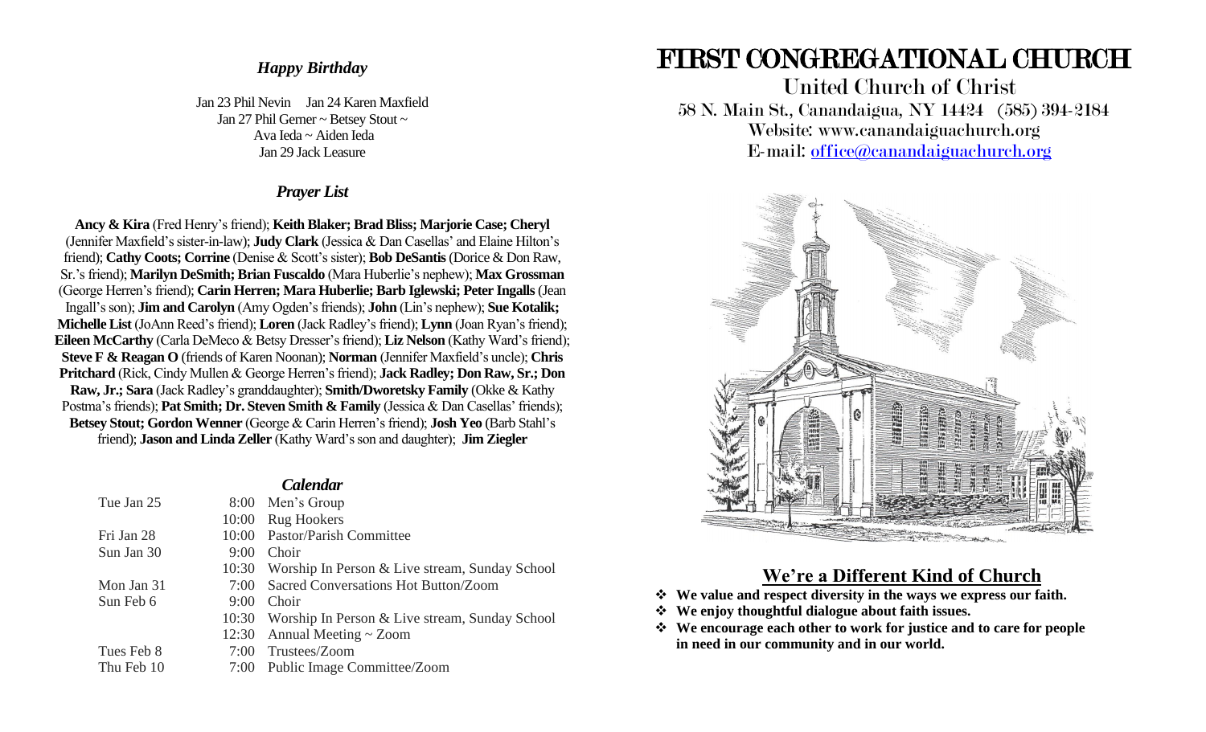## *Happy Birthday*

Jan 23 Phil Nevin  Jan 24 Karen Maxfield
Jan 27 Phil Gerner ~ Betsey Stout ~
Ava Ieda ~ Aiden Ieda
Jan 29 Jack Leasure

## *Prayer List*

**Ancy & Kira** (Fred Henry's friend); **Keith Blaker; Brad Bliss; Marjorie Case; Cheryl** (Jennifer Maxfield's sister-in-law); **Judy Clark** (Jessica & Dan Casellas' and Elaine Hilton's friend); **Cathy Coots; Corrine** (Denise & Scott's sister); **Bob DeSantis** (Dorice & Don Raw, Sr.'s friend); **Marilyn DeSmith; Brian Fuscaldo** (Mara Huberlie's nephew); **Max Grossman** (George Herren's friend); **Carin Herren; Mara Huberlie; Barb Iglewski; Peter Ingalls** (Jean Ingall's son); **Jim and Carolyn** (Amy Ogden's friends); **John** (Lin's nephew); **Sue Kotalik; Michelle List** (JoAnn Reed's friend); **Loren** (Jack Radley's friend); **Lynn** (Joan Ryan's friend); **Eileen McCarthy** (Carla DeMeco & Betsy Dresser's friend); **Liz Nelson** (Kathy Ward's friend); **Steve F & Reagan O** (friends of Karen Noonan); **Norman** (Jennifer Maxfield's uncle); **Chris Pritchard** (Rick, Cindy Mullen & George Herren's friend); **Jack Radley; Don Raw, Sr.; Don Raw, Jr.; Sara** (Jack Radley's granddaughter); **Smith/Dworetsky Family** (Okke & Kathy Postma's friends); **Pat Smith; Dr. Steven Smith & Family** (Jessica & Dan Casellas' friends); **Betsey Stout; Gordon Wenner** (George & Carin Herren's friend); **Josh Yeo** (Barb Stahl's friend); **Jason and Linda Zeller** (Kathy Ward's son and daughter); **Jim Ziegler**

## *Calendar*

| | | |
|---|---|---|
| Tue Jan 25 | 8:00 | Men's Group |
| | 10:00 | Rug Hookers |
| Fri Jan 28 | 10:00 | Pastor/Parish Committee |
| Sun Jan 30 | 9:00 | Choir |
| | 10:30 | Worship In Person & Live stream, Sunday School |
| Mon Jan 31 | 7:00 | Sacred Conversations Hot Button/Zoom |
| Sun Feb 6 | 9:00 | Choir |
| | 10:30 | Worship In Person & Live stream, Sunday School |
| | 12:30 | Annual Meeting ~ Zoom |
| Tues Feb 8 | 7:00 | Trustees/Zoom |
| Thu Feb 10 | 7:00 | Public Image Committee/Zoom |

# FIRST CONGREGATIONAL CHURCH

United Church of Christ
58 N. Main St., Canandaigua, NY 14424 (585) 394-2184
Website: www.canandaiguachurch.org
E-mail: office@canandaiguachurch.org

## We're a Different Kind of Church

- **We value and respect diversity in the ways we express our faith.**
- **We enjoy thoughtful dialogue about faith issues.**
- **We encourage each other to work for justice and to care for people in need in our community and in our world.**